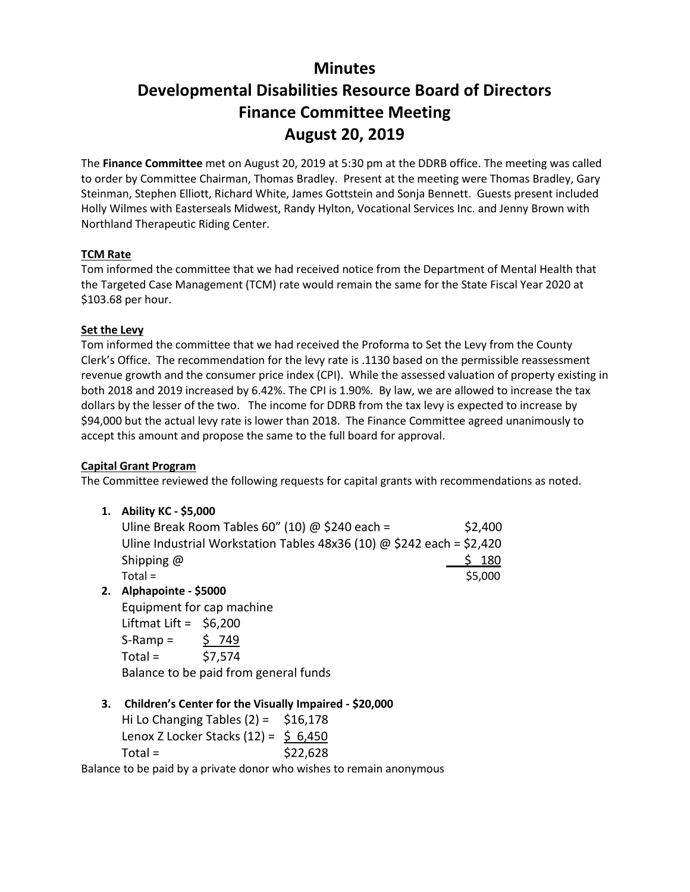# Minutes

# Developmental Disabilities Resource Board of Directors

# Finance Committee Meeting

# August 20, 2019

The **Finance Committee** met on August 20, 2019 at 5:30 pm at the DDRB office. The meeting was called to order by Committee Chairman, Thomas Bradley. Present at the meeting were Thomas Bradley, Gary Steinman, Stephen Elliott, Richard White, James Gottstein and Sonja Bennett. Guests present included Holly Wilmes with Easterseals Midwest, Randy Hylton, Vocational Services Inc. and Jenny Brown with Northland Therapeutic Riding Center.

**TCM Rate**

Tom informed the committee that we had received notice from the Department of Mental Health that the Targeted Case Management (TCM) rate would remain the same for the State Fiscal Year 2020 at $103.68 per hour.

**Set the Levy**

Tom informed the committee that we had received the Proforma to Set the Levy from the County Clerk's Office. The recommendation for the levy rate is .1130 based on the permissible reassessment revenue growth and the consumer price index (CPI). While the assessed valuation of property existing in both 2018 and 2019 increased by 6.42%. The CPI is 1.90%. By law, we are allowed to increase the tax dollars by the lesser of the two. The income for DDRB from the tax levy is expected to increase by $94,000 but the actual levy rate is lower than 2018. The Finance Committee agreed unanimously to accept this amount and propose the same to the full board for approval.

**Capital Grant Program**

The Committee reviewed the following requests for capital grants with recommendations as noted.

1. **Ability KC - $5,000**

   Uline Break Room Tables 60" (10) @ $240 each = $2,400
   Uline Industrial Workstation Tables 48x36 (10) @ $242 each = $2,420
   Shipping @ $ 180
   Total = $5,000

2. **Alphapointe - $5000**

   Equipment for cap machine
   Liftmat Lift = $6,200
   S-Ramp = $ 749
   Total = $7,574
   Balance to be paid from general funds

3. **Children's Center for the Visually Impaired - $20,000**

   Hi Lo Changing Tables (2) = $16,178
   Lenox Z Locker Stacks (12) = $ 6,450
   Total = $22,628

Balance to be paid by a private donor who wishes to remain anonymous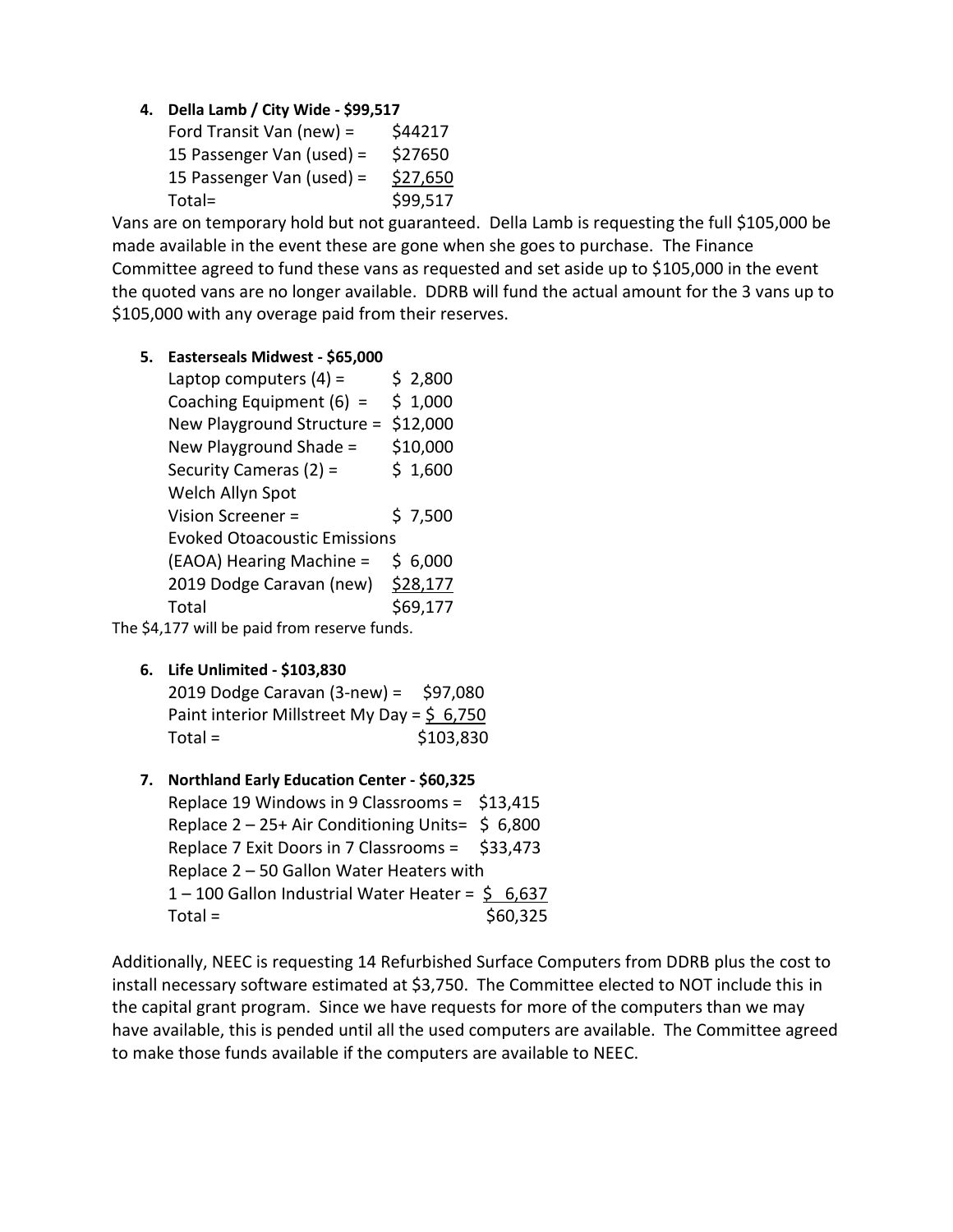4. **Della Lamb / City Wide - $99,517**

| | |
|---|---|
| Ford Transit Van (new) = | $44217 |
| 15 Passenger Van (used) = | $27650 |
| 15 Passenger Van (used) = | $27,650 |
| Total= | $99,517 |

Vans are on temporary hold but not guaranteed. Della Lamb is requesting the full $105,000 be made available in the event these are gone when she goes to purchase. The Finance Committee agreed to fund these vans as requested and set aside up to $105,000 in the event the quoted vans are no longer available. DDRB will fund the actual amount for the 3 vans up to $105,000 with any overage paid from their reserves.

5. **Easterseals Midwest - $65,000**

| | |
|---|---|
| Laptop computers (4) = | $ 2,800 |
| Coaching Equipment (6) = | $ 1,000 |
| New Playground Structure = | $12,000 |
| New Playground Shade = | $10,000 |
| Security Cameras (2) = | $ 1,600 |
| Welch Allyn Spot Vision Screener = | $ 7,500 |
| Evoked Otoacoustic Emissions (EAOA) Hearing Machine = | $ 6,000 |
| 2019 Dodge Caravan (new) | $28,177 |
| Total | $69,177 |

The $4,177 will be paid from reserve funds.

6. **Life Unlimited - $103,830**

| | |
|---|---|
| 2019 Dodge Caravan (3-new) = | $97,080 |
| Paint interior Millstreet My Day = | $ 6,750 |
| Total = | $103,830 |

7. **Northland Early Education Center - $60,325**

| | |
|---|---|
| Replace 19 Windows in 9 Classrooms = | $13,415 |
| Replace 2 – 25+ Air Conditioning Units= | $ 6,800 |
| Replace 7 Exit Doors in 7 Classrooms = | $33,473 |
| Replace 2 – 50 Gallon Water Heaters with 1 – 100 Gallon Industrial Water Heater = | $ 6,637 |
| Total = | $60,325 |

Additionally, NEEC is requesting 14 Refurbished Surface Computers from DDRB plus the cost to install necessary software estimated at $3,750. The Committee elected to NOT include this in the capital grant program. Since we have requests for more of the computers than we may have available, this is pended until all the used computers are available. The Committee agreed to make those funds available if the computers are available to NEEC.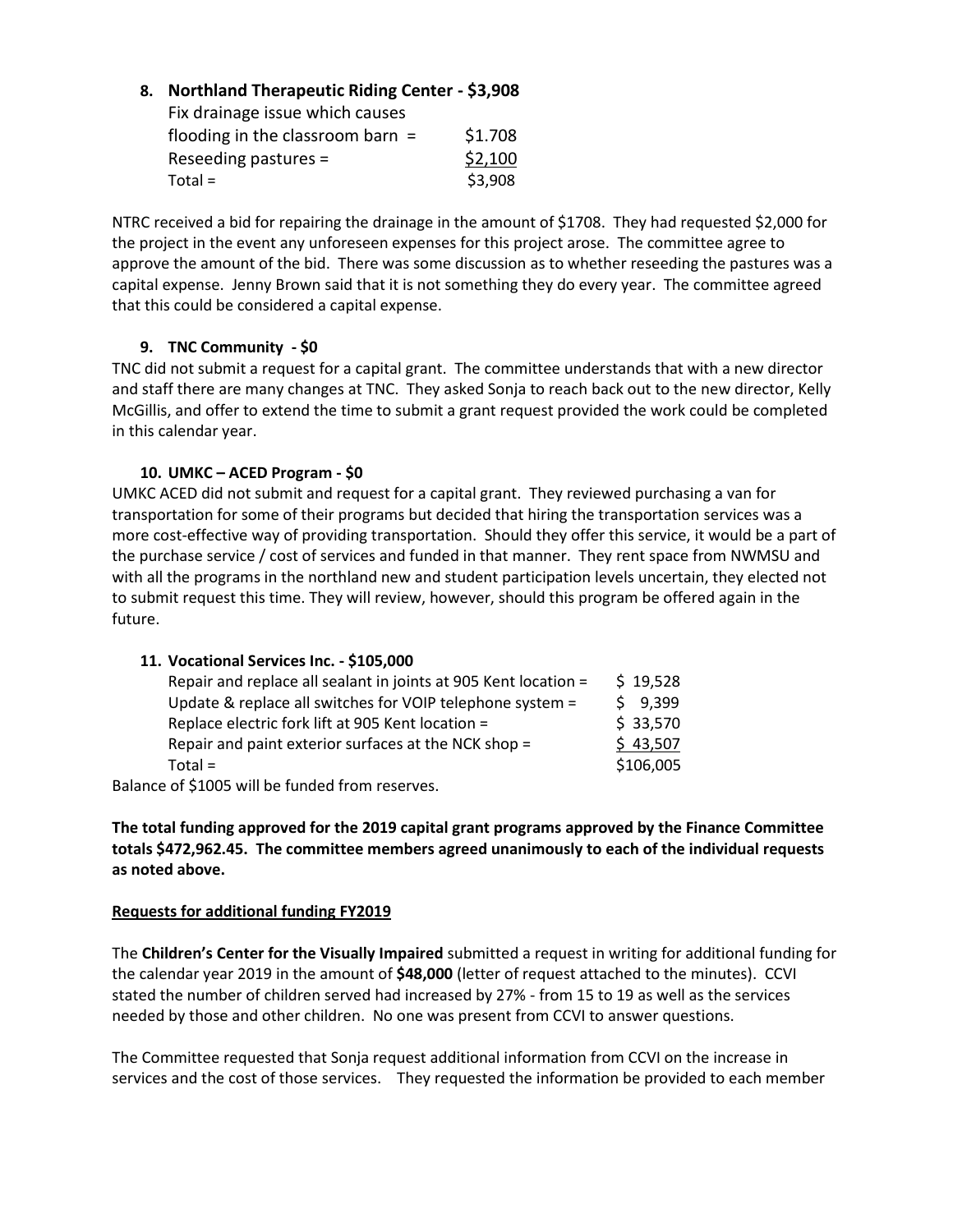**8. Northland Therapeutic Riding Center - $3,908**

| | |
|---|---|
| Fix drainage issue which causes flooding in the classroom barn = | $1.708 |
| Reseeding pastures = | $2,100 |
| Total = | $3,908 |

NTRC received a bid for repairing the drainage in the amount of $1708. They had requested $2,000 for the project in the event any unforeseen expenses for this project arose. The committee agree to approve the amount of the bid. There was some discussion as to whether reseeding the pastures was a capital expense. Jenny Brown said that it is not something they do every year. The committee agreed that this could be considered a capital expense.

**9. TNC Community - $0**

TNC did not submit a request for a capital grant. The committee understands that with a new director and staff there are many changes at TNC. They asked Sonja to reach back out to the new director, Kelly McGillis, and offer to extend the time to submit a grant request provided the work could be completed in this calendar year.

**10. UMKC – ACED Program - $0**

UMKC ACED did not submit and request for a capital grant. They reviewed purchasing a van for transportation for some of their programs but decided that hiring the transportation services was a more cost-effective way of providing transportation. Should they offer this service, it would be a part of the purchase service / cost of services and funded in that manner. They rent space from NWMSU and with all the programs in the northland new and student participation levels uncertain, they elected not to submit request this time. They will review, however, should this program be offered again in the future.

**11. Vocational Services Inc. - $105,000**

| | |
|---|---|
| Repair and replace all sealant in joints at 905 Kent location = | $ 19,528 |
| Update & replace all switches for VOIP telephone system = | $ 9,399 |
| Replace electric fork lift at 905 Kent location = | $ 33,570 |
| Repair and paint exterior surfaces at the NCK shop = | $ 43,507 |
| Total = | $106,005 |

Balance of $1005 will be funded from reserves.

**The total funding approved for the 2019 capital grant programs approved by the Finance Committee totals $472,962.45. The committee members agreed unanimously to each of the individual requests as noted above.**

**Requests for additional funding FY2019**

The **Children's Center for the Visually Impaired** submitted a request in writing for additional funding for the calendar year 2019 in the amount of **$48,000** (letter of request attached to the minutes). CCVI stated the number of children served had increased by 27% - from 15 to 19 as well as the services needed by those and other children. No one was present from CCVI to answer questions.

The Committee requested that Sonja request additional information from CCVI on the increase in services and the cost of those services. They requested the information be provided to each member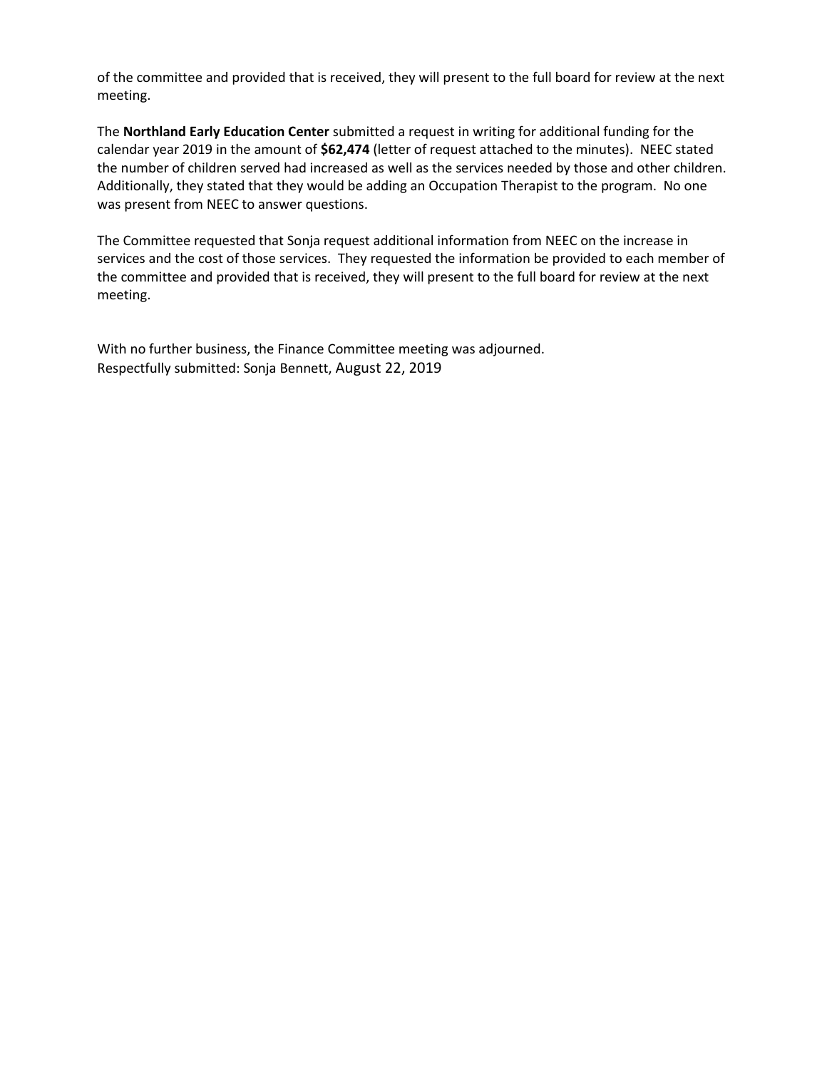of the committee and provided that is received, they will present to the full board for review at the next meeting.

The **Northland Early Education Center** submitted a request in writing for additional funding for the calendar year 2019 in the amount of **$62,474** (letter of request attached to the minutes). NEEC stated the number of children served had increased as well as the services needed by those and other children. Additionally, they stated that they would be adding an Occupation Therapist to the program. No one was present from NEEC to answer questions.

The Committee requested that Sonja request additional information from NEEC on the increase in services and the cost of those services. They requested the information be provided to each member of the committee and provided that is received, they will present to the full board for review at the next meeting.

With no further business, the Finance Committee meeting was adjourned.
Respectfully submitted: Sonja Bennett, August 22, 2019